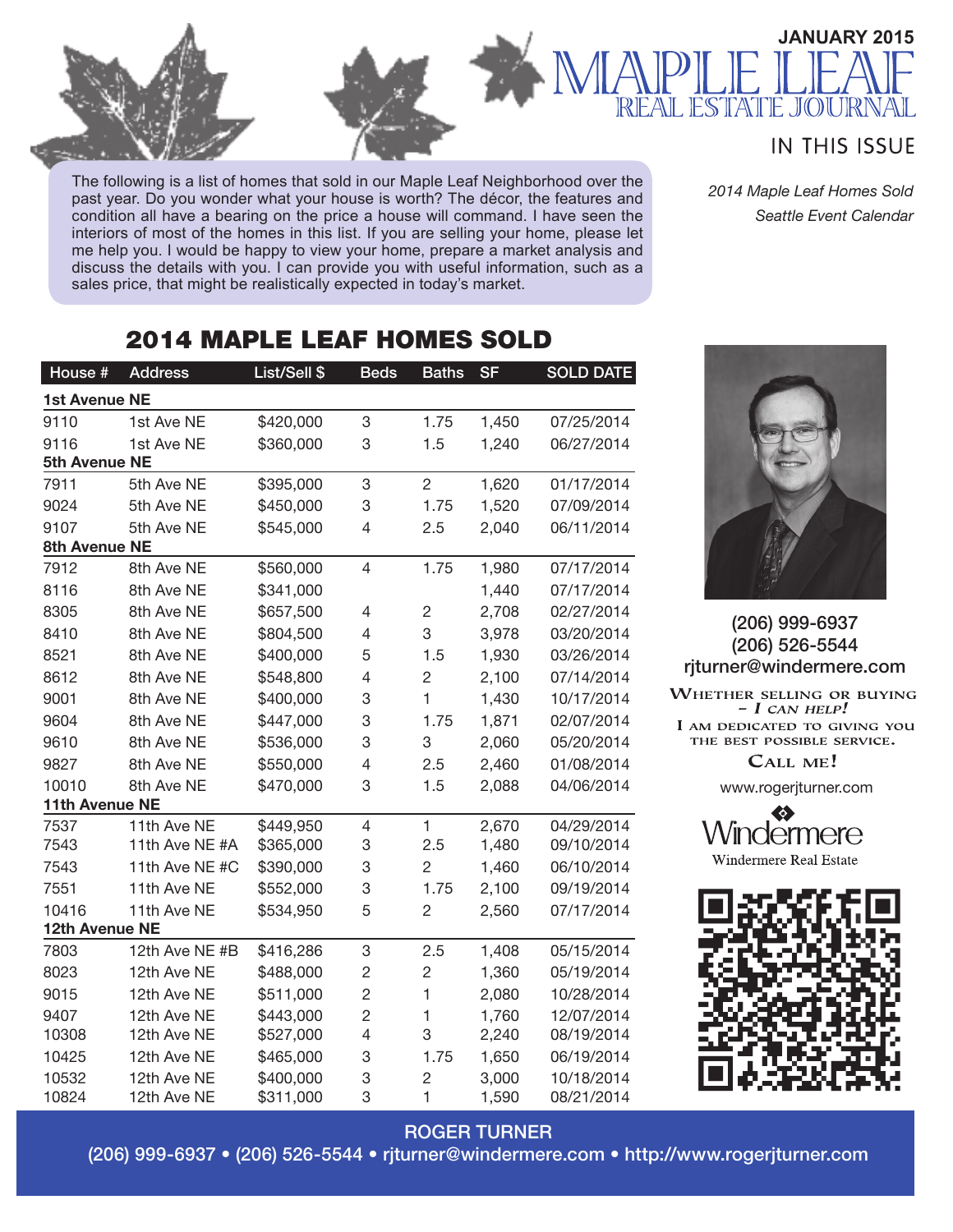JANUARY 2015

# MAPLE LEAF
## REAL ESTATE JOURNAL

IN THIS ISSUE

*2014 Maple Leaf Homes Sold*
*Seattle Event Calendar*

The following is a list of homes that sold in our Maple Leaf Neighborhood over the past year. Do you wonder what your house is worth? The décor, the features and condition all have a bearing on the price a house will command. I have seen the interiors of most of the homes in this list. If you are selling your home, please let me help you. I would be happy to view your home, prepare a market analysis and discuss the details with you. I can provide you with useful information, such as a sales price, that might be realistically expected in today's market.

## 2014 MAPLE LEAF HOMES SOLD

| House # | Address | List/Sell $ | Beds | Baths | SF | SOLD DATE |
|---|---|---|---|---|---|---|
| **1st Avenue NE** | | | | | | |
| 9110 | 1st Ave NE | $420,000 | 3 | 1.75 | 1,450 | 07/25/2014 |
| 9116 | 1st Ave NE | $360,000 | 3 | 1.5 | 1,240 | 06/27/2014 |
| **5th Avenue NE** | | | | | | |
| 7911 | 5th Ave NE | $395,000 | 3 | 2 | 1,620 | 01/17/2014 |
| 9024 | 5th Ave NE | $450,000 | 3 | 1.75 | 1,520 | 07/09/2014 |
| 9107 | 5th Ave NE | $545,000 | 4 | 2.5 | 2,040 | 06/11/2014 |
| **8th Avenue NE** | | | | | | |
| 7912 | 8th Ave NE | $560,000 | 4 | 1.75 | 1,980 | 07/17/2014 |
| 8116 | 8th Ave NE | $341,000 | | | 1,440 | 07/17/2014 |
| 8305 | 8th Ave NE | $657,500 | 4 | 2 | 2,708 | 02/27/2014 |
| 8410 | 8th Ave NE | $804,500 | 4 | 3 | 3,978 | 03/20/2014 |
| 8521 | 8th Ave NE | $400,000 | 5 | 1.5 | 1,930 | 03/26/2014 |
| 8612 | 8th Ave NE | $548,800 | 4 | 2 | 2,100 | 07/14/2014 |
| 9001 | 8th Ave NE | $400,000 | 3 | 1 | 1,430 | 10/17/2014 |
| 9604 | 8th Ave NE | $447,000 | 3 | 1.75 | 1,871 | 02/07/2014 |
| 9610 | 8th Ave NE | $536,000 | 3 | 3 | 2,060 | 05/20/2014 |
| 9827 | 8th Ave NE | $550,000 | 4 | 2.5 | 2,460 | 01/08/2014 |
| 10010 | 8th Ave NE | $470,000 | 3 | 1.5 | 2,088 | 04/06/2014 |
| **11th Avenue NE** | | | | | | |
| 7537 | 11th Ave NE | $449,950 | 4 | 1 | 2,670 | 04/29/2014 |
| 7543 | 11th Ave NE #A | $365,000 | 3 | 2.5 | 1,480 | 09/10/2014 |
| 7543 | 11th Ave NE #C | $390,000 | 3 | 2 | 1,460 | 06/10/2014 |
| 7551 | 11th Ave NE | $552,000 | 3 | 1.75 | 2,100 | 09/19/2014 |
| 10416 | 11th Ave NE | $534,950 | 5 | 2 | 2,560 | 07/17/2014 |
| **12th Avenue NE** | | | | | | |
| 7803 | 12th Ave NE #B | $416,286 | 3 | 2.5 | 1,408 | 05/15/2014 |
| 8023 | 12th Ave NE | $488,000 | 2 | 2 | 1,360 | 05/19/2014 |
| 9015 | 12th Ave NE | $511,000 | 2 | 1 | 2,080 | 10/28/2014 |
| 9407 | 12th Ave NE | $443,000 | 2 | 1 | 1,760 | 12/07/2014 |
| 10308 | 12th Ave NE | $527,000 | 4 | 3 | 2,240 | 08/19/2014 |
| 10425 | 12th Ave NE | $465,000 | 3 | 1.75 | 1,650 | 06/19/2014 |
| 10532 | 12th Ave NE | $400,000 | 3 | 2 | 3,000 | 10/18/2014 |
| 10824 | 12th Ave NE | $311,000 | 3 | 1 | 1,590 | 08/21/2014 |

(206) 999-6937
(206) 526-5544
rjturner@windermere.com

WHETHER SELLING OR BUYING – *I CAN HELP!*
I AM DEDICATED TO GIVING YOU THE BEST POSSIBLE SERVICE.
CALL ME!

www.rogerjturner.com

Windermere
Windermere Real Estate

ROGER TURNER
(206) 999-6937 • (206) 526-5544 • rjturner@windermere.com • http://www.rogerjturner.com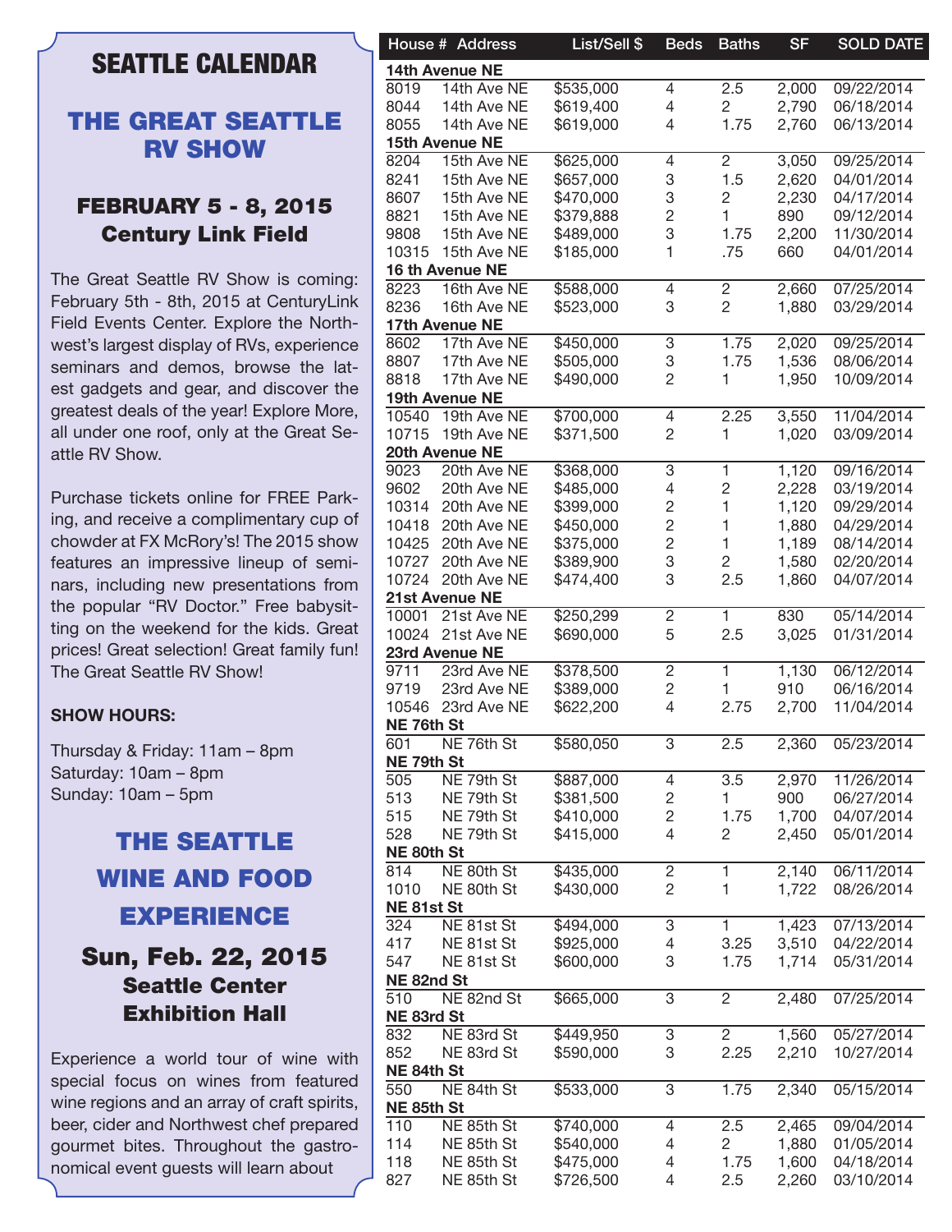## SEATTLE CALENDAR

### THE GREAT SEATTLE RV SHOW

**FEBRUARY 5 - 8, 2015**
**Century Link Field**

The Great Seattle RV Show is coming: February 5th - 8th, 2015 at CenturyLink Field Events Center. Explore the Northwest's largest display of RVs, experience seminars and demos, browse the latest gadgets and gear, and discover the greatest deals of the year! Explore More, all under one roof, only at the Great Seattle RV Show.

Purchase tickets online for FREE Parking, and receive a complimentary cup of chowder at FX McRory's! The 2015 show features an impressive lineup of seminars, including new presentations from the popular "RV Doctor." Free babysitting on the weekend for the kids. Great prices! Great selection! Great family fun! The Great Seattle RV Show!

**SHOW HOURS:**

Thursday & Friday: 11am – 8pm
Saturday: 10am – 8pm
Sunday: 10am – 5pm

### THE SEATTLE WINE AND FOOD EXPERIENCE

**Sun, Feb. 22, 2015**
**Seattle Center Exhibition Hall**

Experience a world tour of wine with special focus on wines from featured wine regions and an array of craft spirits, beer, cider and Northwest chef prepared gourmet bites. Throughout the gastronomical event guests will learn about

| House # | Address | List/Sell $ | Beds | Baths | SF | SOLD DATE |
|---|---|---|---|---|---|---|
| **14th Avenue NE** | | | | | | |
| 8019 | 14th Ave NE | $535,000 | 4 | 2.5 | 2,000 | 09/22/2014 |
| 8044 | 14th Ave NE | $619,400 | 4 | 2 | 2,790 | 06/18/2014 |
| 8055 | 14th Ave NE | $619,000 | 4 | 1.75 | 2,760 | 06/13/2014 |
| **15th Avenue NE** | | | | | | |
| 8204 | 15th Ave NE | $625,000 | 4 | 2 | 3,050 | 09/25/2014 |
| 8241 | 15th Ave NE | $657,000 | 3 | 1.5 | 2,620 | 04/01/2014 |
| 8607 | 15th Ave NE | $470,000 | 3 | 2 | 2,230 | 04/17/2014 |
| 8821 | 15th Ave NE | $379,888 | 2 | 1 | 890 | 09/12/2014 |
| 9808 | 15th Ave NE | $489,000 | 3 | 1.75 | 2,200 | 11/30/2014 |
| 10315 | 15th Ave NE | $185,000 | 1 | .75 | 660 | 04/01/2014 |
| **16 th Avenue NE** | | | | | | |
| 8223 | 16th Ave NE | $588,000 | 4 | 2 | 2,660 | 07/25/2014 |
| 8236 | 16th Ave NE | $523,000 | 3 | 2 | 1,880 | 03/29/2014 |
| **17th Avenue NE** | | | | | | |
| 8602 | 17th Ave NE | $450,000 | 3 | 1.75 | 2,020 | 09/25/2014 |
| 8807 | 17th Ave NE | $505,000 | 3 | 1.75 | 1,536 | 08/06/2014 |
| 8818 | 17th Ave NE | $490,000 | 2 | 1 | 1,950 | 10/09/2014 |
| **19th Avenue NE** | | | | | | |
| 10540 | 19th Ave NE | $700,000 | 4 | 2.25 | 3,550 | 11/04/2014 |
| 10715 | 19th Ave NE | $371,500 | 2 | 1 | 1,020 | 03/09/2014 |
| **20th Avenue NE** | | | | | | |
| 9023 | 20th Ave NE | $368,000 | 3 | 1 | 1,120 | 09/16/2014 |
| 9602 | 20th Ave NE | $485,000 | 4 | 2 | 2,228 | 03/19/2014 |
| 10314 | 20th Ave NE | $399,000 | 2 | 1 | 1,120 | 09/29/2014 |
| 10418 | 20th Ave NE | $450,000 | 2 | 1 | 1,880 | 04/29/2014 |
| 10425 | 20th Ave NE | $375,000 | 2 | 1 | 1,189 | 08/14/2014 |
| 10727 | 20th Ave NE | $389,900 | 3 | 2 | 1,580 | 02/20/2014 |
| 10724 | 20th Ave NE | $474,400 | 3 | 2.5 | 1,860 | 04/07/2014 |
| **21st Avenue NE** | | | | | | |
| 10001 | 21st Ave NE | $250,299 | 2 | 1 | 830 | 05/14/2014 |
| 10024 | 21st Ave NE | $690,000 | 5 | 2.5 | 3,025 | 01/31/2014 |
| **23rd Avenue NE** | | | | | | |
| 9711 | 23rd Ave NE | $378,500 | 2 | 1 | 1,130 | 06/12/2014 |
| 9719 | 23rd Ave NE | $389,000 | 2 | 1 | 910 | 06/16/2014 |
| 10546 | 23rd Ave NE | $622,200 | 4 | 2.75 | 2,700 | 11/04/2014 |
| **NE 76th St** | | | | | | |
| 601 | NE 76th St | $580,050 | 3 | 2.5 | 2,360 | 05/23/2014 |
| **NE 79th St** | | | | | | |
| 505 | NE 79th St | $887,000 | 4 | 3.5 | 2,970 | 11/26/2014 |
| 513 | NE 79th St | $381,500 | 2 | 1 | 900 | 06/27/2014 |
| 515 | NE 79th St | $410,000 | 2 | 1.75 | 1,700 | 04/07/2014 |
| 528 | NE 79th St | $415,000 | 4 | 2 | 2,450 | 05/01/2014 |
| **NE 80th St** | | | | | | |
| 814 | NE 80th St | $435,000 | 2 | 1 | 2,140 | 06/11/2014 |
| 1010 | NE 80th St | $430,000 | 2 | 1 | 1,722 | 08/26/2014 |
| **NE 81st St** | | | | | | |
| 324 | NE 81st St | $494,000 | 3 | 1 | 1,423 | 07/13/2014 |
| 417 | NE 81st St | $925,000 | 4 | 3.25 | 3,510 | 04/22/2014 |
| 547 | NE 81st St | $600,000 | 3 | 1.75 | 1,714 | 05/31/2014 |
| **NE 82nd St** | | | | | | |
| 510 | NE 82nd St | $665,000 | 3 | 2 | 2,480 | 07/25/2014 |
| **NE 83rd St** | | | | | | |
| 832 | NE 83rd St | $449,950 | 3 | 2 | 1,560 | 05/27/2014 |
| 852 | NE 83rd St | $590,000 | 3 | 2.25 | 2,210 | 10/27/2014 |
| **NE 84th St** | | | | | | |
| 550 | NE 84th St | $533,000 | 3 | 1.75 | 2,340 | 05/15/2014 |
| **NE 85th St** | | | | | | |
| 110 | NE 85th St | $740,000 | 4 | 2.5 | 2,465 | 09/04/2014 |
| 114 | NE 85th St | $540,000 | 4 | 2 | 1,880 | 01/05/2014 |
| 118 | NE 85th St | $475,000 | 4 | 1.75 | 1,600 | 04/18/2014 |
| 827 | NE 85th St | $726,500 | 4 | 2.5 | 2,260 | 03/10/2014 |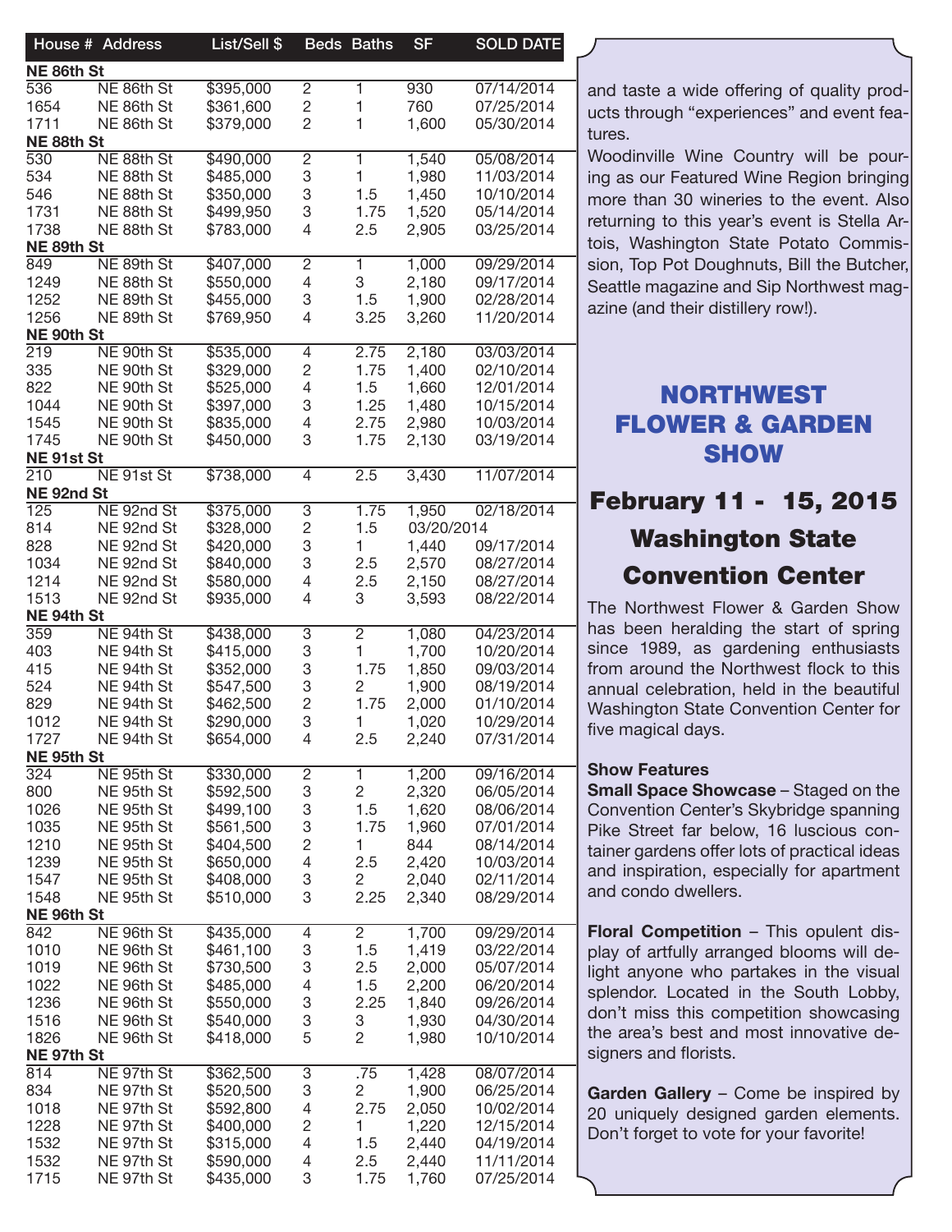| House # | Address | List/Sell $ | Beds | Baths | SF | SOLD DATE |
|---|---|---|---|---|---|---|
| **NE 86th St** | | | | | | |
| 536 | NE 86th St | $395,000 | 2 | 1 | 930 | 07/14/2014 |
| 1654 | NE 86th St | $361,600 | 2 | 1 | 760 | 07/25/2014 |
| 1711 | NE 86th St | $379,000 | 2 | 1 | 1,600 | 05/30/2014 |
| **NE 88th St** | | | | | | |
| 530 | NE 88th St | $490,000 | 2 | 1 | 1,540 | 05/08/2014 |
| 534 | NE 88th St | $485,000 | 3 | 1 | 1,980 | 11/03/2014 |
| 546 | NE 88th St | $350,000 | 3 | 1.5 | 1,450 | 10/10/2014 |
| 1731 | NE 88th St | $499,950 | 3 | 1.75 | 1,520 | 05/14/2014 |
| 1738 | NE 88th St | $783,000 | 4 | 2.5 | 2,905 | 03/25/2014 |
| **NE 89th St** | | | | | | |
| 849 | NE 89th St | $407,000 | 2 | 1 | 1,000 | 09/29/2014 |
| 1249 | NE 88th St | $550,000 | 4 | 3 | 2,180 | 09/17/2014 |
| 1252 | NE 89th St | $455,000 | 3 | 1.5 | 1,900 | 02/28/2014 |
| 1256 | NE 89th St | $769,950 | 4 | 3.25 | 3,260 | 11/20/2014 |
| **NE 90th St** | | | | | | |
| 219 | NE 90th St | $535,000 | 4 | 2.75 | 2,180 | 03/03/2014 |
| 335 | NE 90th St | $329,000 | 2 | 1.75 | 1,400 | 02/10/2014 |
| 822 | NE 90th St | $525,000 | 4 | 1.5 | 1,660 | 12/01/2014 |
| 1044 | NE 90th St | $397,000 | 3 | 1.25 | 1,480 | 10/15/2014 |
| 1545 | NE 90th St | $835,000 | 4 | 2.75 | 2,980 | 10/03/2014 |
| 1745 | NE 90th St | $450,000 | 3 | 1.75 | 2,130 | 03/19/2014 |
| **NE 91st St** | | | | | | |
| 210 | NE 91st St | $738,000 | 4 | 2.5 | 3,430 | 11/07/2014 |
| **NE 92nd St** | | | | | | |
| 125 | NE 92nd St | $375,000 | 3 | 1.75 | 1,950 | 02/18/2014 |
| 814 | NE 92nd St | $328,000 | 2 | 1.5 | 03/20/2014 | |
| 828 | NE 92nd St | $420,000 | 3 | 1 | 1,440 | 09/17/2014 |
| 1034 | NE 92nd St | $840,000 | 3 | 2.5 | 2,570 | 08/27/2014 |
| 1214 | NE 92nd St | $580,000 | 4 | 2.5 | 2,150 | 08/27/2014 |
| 1513 | NE 92nd St | $935,000 | 4 | 3 | 3,593 | 08/22/2014 |
| **NE 94th St** | | | | | | |
| 359 | NE 94th St | $438,000 | 3 | 2 | 1,080 | 04/23/2014 |
| 403 | NE 94th St | $415,000 | 3 | 1 | 1,700 | 10/20/2014 |
| 415 | NE 94th St | $352,000 | 3 | 1.75 | 1,850 | 09/03/2014 |
| 524 | NE 94th St | $547,500 | 3 | 2 | 1,900 | 08/19/2014 |
| 829 | NE 94th St | $462,500 | 2 | 1.75 | 2,000 | 01/10/2014 |
| 1012 | NE 94th St | $290,000 | 3 | 1 | 1,020 | 10/29/2014 |
| 1727 | NE 94th St | $654,000 | 4 | 2.5 | 2,240 | 07/31/2014 |
| **NE 95th St** | | | | | | |
| 324 | NE 95th St | $330,000 | 2 | 1 | 1,200 | 09/16/2014 |
| 800 | NE 95th St | $592,500 | 3 | 2 | 2,320 | 06/05/2014 |
| 1026 | NE 95th St | $499,100 | 3 | 1.5 | 1,620 | 08/06/2014 |
| 1035 | NE 95th St | $561,500 | 3 | 1.75 | 1,960 | 07/01/2014 |
| 1210 | NE 95th St | $404,500 | 2 | 1 | 844 | 08/14/2014 |
| 1239 | NE 95th St | $650,000 | 4 | 2.5 | 2,420 | 10/03/2014 |
| 1547 | NE 95th St | $408,000 | 3 | 2 | 2,040 | 02/11/2014 |
| 1548 | NE 95th St | $510,000 | 3 | 2.25 | 2,340 | 08/29/2014 |
| **NE 96th St** | | | | | | |
| 842 | NE 96th St | $435,000 | 4 | 2 | 1,700 | 09/29/2014 |
| 1010 | NE 96th St | $461,100 | 3 | 1.5 | 1,419 | 03/22/2014 |
| 1019 | NE 96th St | $730,500 | 3 | 2.5 | 2,000 | 05/07/2014 |
| 1022 | NE 96th St | $485,000 | 4 | 1.5 | 2,200 | 06/20/2014 |
| 1236 | NE 96th St | $550,000 | 3 | 2.25 | 1,840 | 09/26/2014 |
| 1516 | NE 96th St | $540,000 | 3 | 3 | 1,930 | 04/30/2014 |
| 1826 | NE 96th St | $418,000 | 5 | 2 | 1,980 | 10/10/2014 |
| **NE 97th St** | | | | | | |
| 814 | NE 97th St | $362,500 | 3 | .75 | 1,428 | 08/07/2014 |
| 834 | NE 97th St | $520,500 | 3 | 2 | 1,900 | 06/25/2014 |
| 1018 | NE 97th St | $592,800 | 4 | 2.75 | 2,050 | 10/02/2014 |
| 1228 | NE 97th St | $400,000 | 2 | 1 | 1,220 | 12/15/2014 |
| 1532 | NE 97th St | $315,000 | 4 | 1.5 | 2,440 | 04/19/2014 |
| 1532 | NE 97th St | $590,000 | 4 | 2.5 | 2,440 | 11/11/2014 |
| 1715 | NE 97th St | $435,000 | 3 | 1.75 | 1,760 | 07/25/2014 |

and taste a wide offering of quality products through "experiences" and event features.

Woodinville Wine Country will be pouring as our Featured Wine Region bringing more than 30 wineries to the event. Also returning to this year's event is Stella Artois, Washington State Potato Commission, Top Pot Doughnuts, Bill the Butcher, Seattle magazine and Sip Northwest magazine (and their distillery row!).

## NORTHWEST FLOWER & GARDEN SHOW

### February 11 - 15, 2015
### Washington State Convention Center

The Northwest Flower & Garden Show has been heralding the start of spring since 1989, as gardening enthusiasts from around the Northwest flock to this annual celebration, held in the beautiful Washington State Convention Center for five magical days.

**Show Features**

**Small Space Showcase** – Staged on the Convention Center's Skybridge spanning Pike Street far below, 16 luscious container gardens offer lots of practical ideas and inspiration, especially for apartment and condo dwellers.

**Floral Competition** – This opulent display of artfully arranged blooms will delight anyone who partakes in the visual splendor. Located in the South Lobby, don't miss this competition showcasing the area's best and most innovative designers and florists.

**Garden Gallery** – Come be inspired by 20 uniquely designed garden elements. Don't forget to vote for your favorite!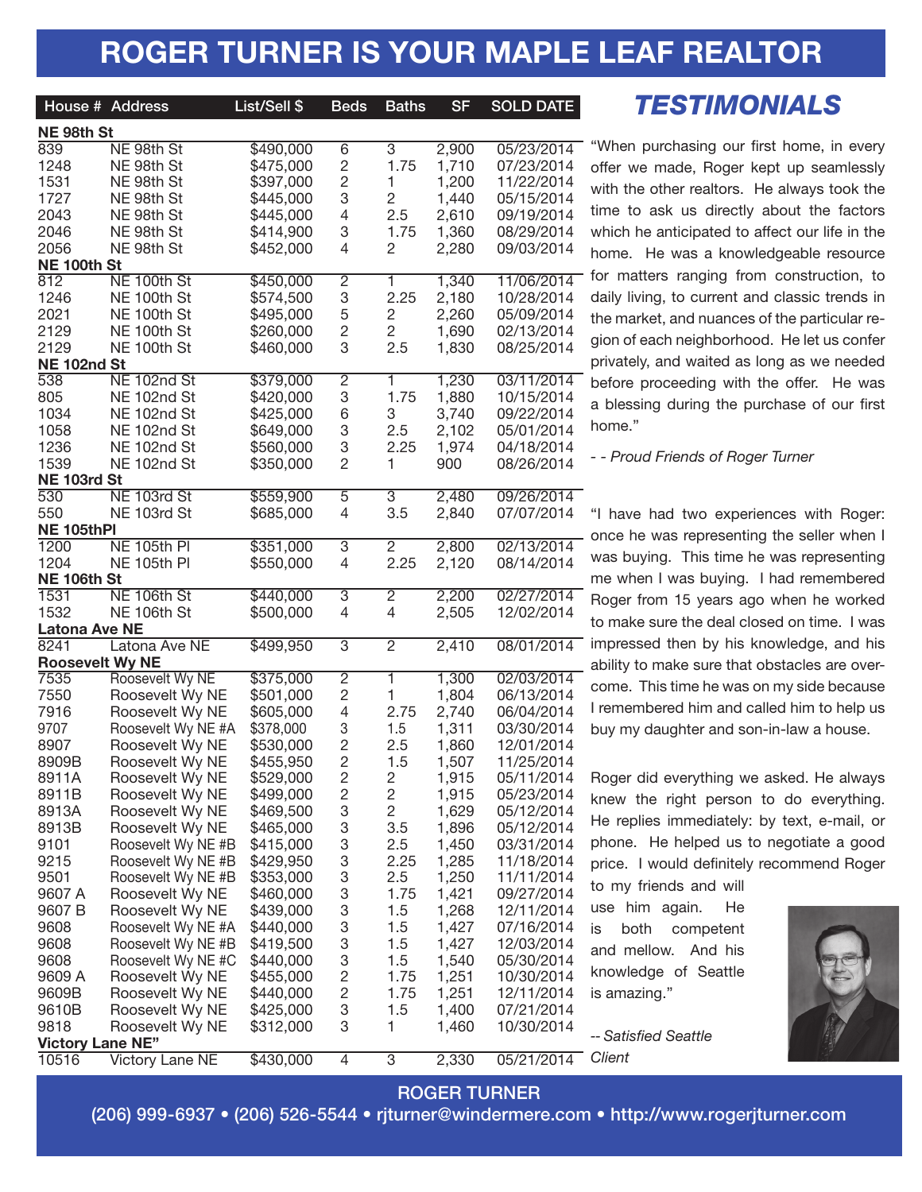# ROGER TURNER IS YOUR MAPLE LEAF REALTOR

| House # | Address | List/Sell $ | Beds | Baths | SF | SOLD DATE |
|---|---|---|---|---|---|---|
| **NE 98th St** | | | | | | |
| 839 | NE 98th St | $490,000 | 6 | 3 | 2,900 | 05/23/2014 |
| 1248 | NE 98th St | $475,000 | 2 | 1.75 | 1,710 | 07/23/2014 |
| 1531 | NE 98th St | $397,000 | 2 | 1 | 1,200 | 11/22/2014 |
| 1727 | NE 98th St | $445,000 | 3 | 2 | 1,440 | 05/15/2014 |
| 2043 | NE 98th St | $445,000 | 4 | 2.5 | 2,610 | 09/19/2014 |
| 2046 | NE 98th St | $414,900 | 3 | 1.75 | 1,360 | 08/29/2014 |
| 2056 | NE 98th St | $452,000 | 4 | 2 | 2,280 | 09/03/2014 |
| **NE 100th St** | | | | | | |
| 812 | NE 100th St | $450,000 | 2 | 1 | 1,340 | 11/06/2014 |
| 1246 | NE 100th St | $574,500 | 3 | 2.25 | 2,180 | 10/28/2014 |
| 2021 | NE 100th St | $495,000 | 5 | 2 | 2,260 | 05/09/2014 |
| 2129 | NE 100th St | $260,000 | 2 | 2 | 1,690 | 02/13/2014 |
| 2129 | NE 100th St | $460,000 | 3 | 2.5 | 1,830 | 08/25/2014 |
| **NE 102nd St** | | | | | | |
| 538 | NE 102nd St | $379,000 | 2 | 1 | 1,230 | 03/11/2014 |
| 805 | NE 102nd St | $420,000 | 3 | 1.75 | 1,880 | 10/15/2014 |
| 1034 | NE 102nd St | $425,000 | 6 | 3 | 3,740 | 09/22/2014 |
| 1058 | NE 102nd St | $649,000 | 3 | 2.5 | 2,102 | 05/01/2014 |
| 1236 | NE 102nd St | $560,000 | 3 | 2.25 | 1,974 | 04/18/2014 |
| 1539 | NE 102nd St | $350,000 | 2 | 1 | 900 | 08/26/2014 |
| **NE 103rd St** | | | | | | |
| 530 | NE 103rd St | $559,900 | 5 | 3 | 2,480 | 09/26/2014 |
| 550 | NE 103rd St | $685,000 | 4 | 3.5 | 2,840 | 07/07/2014 |
| **NE 105thPl** | | | | | | |
| 1200 | NE 105th Pl | $351,000 | 3 | 2 | 2,800 | 02/13/2014 |
| 1204 | NE 105th Pl | $550,000 | 4 | 2.25 | 2,120 | 08/14/2014 |
| **NE 106th St** | | | | | | |
| 1531 | NE 106th St | $440,000 | 3 | 2 | 2,200 | 02/27/2014 |
| 1532 | NE 106th St | $500,000 | 4 | 4 | 2,505 | 12/02/2014 |
| **Latona Ave NE** | | | | | | |
| 8241 | Latona Ave NE | $499,950 | 3 | 2 | 2,410 | 08/01/2014 |
| **Roosevelt Wy NE** | | | | | | |
| 7535 | Roosevelt Wy NE | $375,000 | 2 | 1 | 1,300 | 02/03/2014 |
| 7550 | Roosevelt Wy NE | $501,000 | 2 | 1 | 1,804 | 06/13/2014 |
| 7916 | Roosevelt Wy NE | $605,000 | 4 | 2.75 | 2,740 | 06/04/2014 |
| 9707 | Roosevelt Wy NE #A | $378,000 | 3 | 1.5 | 1,311 | 03/30/2014 |
| 8907 | Roosevelt Wy NE | $530,000 | 2 | 2.5 | 1,860 | 12/01/2014 |
| 8909B | Roosevelt Wy NE | $455,950 | 2 | 1.5 | 1,507 | 11/25/2014 |
| 8911A | Roosevelt Wy NE | $529,000 | 2 | 2 | 1,915 | 05/11/2014 |
| 8911B | Roosevelt Wy NE | $499,000 | 2 | 2 | 1,915 | 05/23/2014 |
| 8913A | Roosevelt Wy NE | $469,500 | 3 | 2 | 1,629 | 05/12/2014 |
| 8913B | Roosevelt Wy NE | $465,000 | 3 | 3.5 | 1,896 | 05/12/2014 |
| 9101 | Roosevelt Wy NE #B | $415,000 | 3 | 2.5 | 1,450 | 03/31/2014 |
| 9215 | Roosevelt Wy NE #B | $429,950 | 3 | 2.25 | 1,285 | 11/18/2014 |
| 9501 | Roosevelt Wy NE #B | $353,000 | 3 | 2.5 | 1,250 | 11/11/2014 |
| 9607 A | Roosevelt Wy NE | $460,000 | 3 | 1.75 | 1,421 | 09/27/2014 |
| 9607 B | Roosevelt Wy NE | $439,000 | 3 | 1.5 | 1,268 | 12/11/2014 |
| 9608 | Roosevelt Wy NE #A | $440,000 | 3 | 1.5 | 1,427 | 07/16/2014 |
| 9608 | Roosevelt Wy NE #B | $419,500 | 3 | 1.5 | 1,427 | 12/03/2014 |
| 9608 | Roosevelt Wy NE #C | $440,000 | 3 | 1.5 | 1,540 | 05/30/2014 |
| 9609 A | Roosevelt Wy NE | $455,000 | 2 | 1.75 | 1,251 | 10/30/2014 |
| 9609B | Roosevelt Wy NE | $440,000 | 2 | 1.75 | 1,251 | 12/11/2014 |
| 9610B | Roosevelt Wy NE | $425,000 | 3 | 1.5 | 1,400 | 07/21/2014 |
| 9818 | Roosevelt Wy NE | $312,000 | 3 | 1 | 1,460 | 10/30/2014 |
| **Victory Lane NE"** | | | | | | |
| 10516 | Victory Lane NE | $430,000 | 4 | 3 | 2,330 | 05/21/2014 |

## *TESTIMONIALS*

"When purchasing our first home, in every offer we made, Roger kept up seamlessly with the other realtors. He always took the time to ask us directly about the factors which he anticipated to affect our life in the home. He was a knowledgeable resource for matters ranging from construction, to daily living, to current and classic trends in the market, and nuances of the particular region of each neighborhood. He let us confer privately, and waited as long as we needed before proceeding with the offer. He was a blessing during the purchase of our first home."

*- - Proud Friends of Roger Turner*

"I have had two experiences with Roger: once he was representing the seller when I was buying. This time he was representing me when I was buying. I had remembered Roger from 15 years ago when he worked to make sure the deal closed on time. I was impressed then by his knowledge, and his ability to make sure that obstacles are overcome. This time he was on my side because I remembered him and called him to help us buy my daughter and son-in-law a house.

Roger did everything we asked. He always knew the right person to do everything. He replies immediately: by text, e-mail, or phone. He helped us to negotiate a good price. I would definitely recommend Roger to my friends and will use him again. He is both competent and mellow. And his knowledge of Seattle is amazing."

*-- Satisfied Seattle Client*

**ROGER TURNER**

**(206) 999-6937 • (206) 526-5544 • rjturner@windermere.com • http://www.rogerjturner.com**